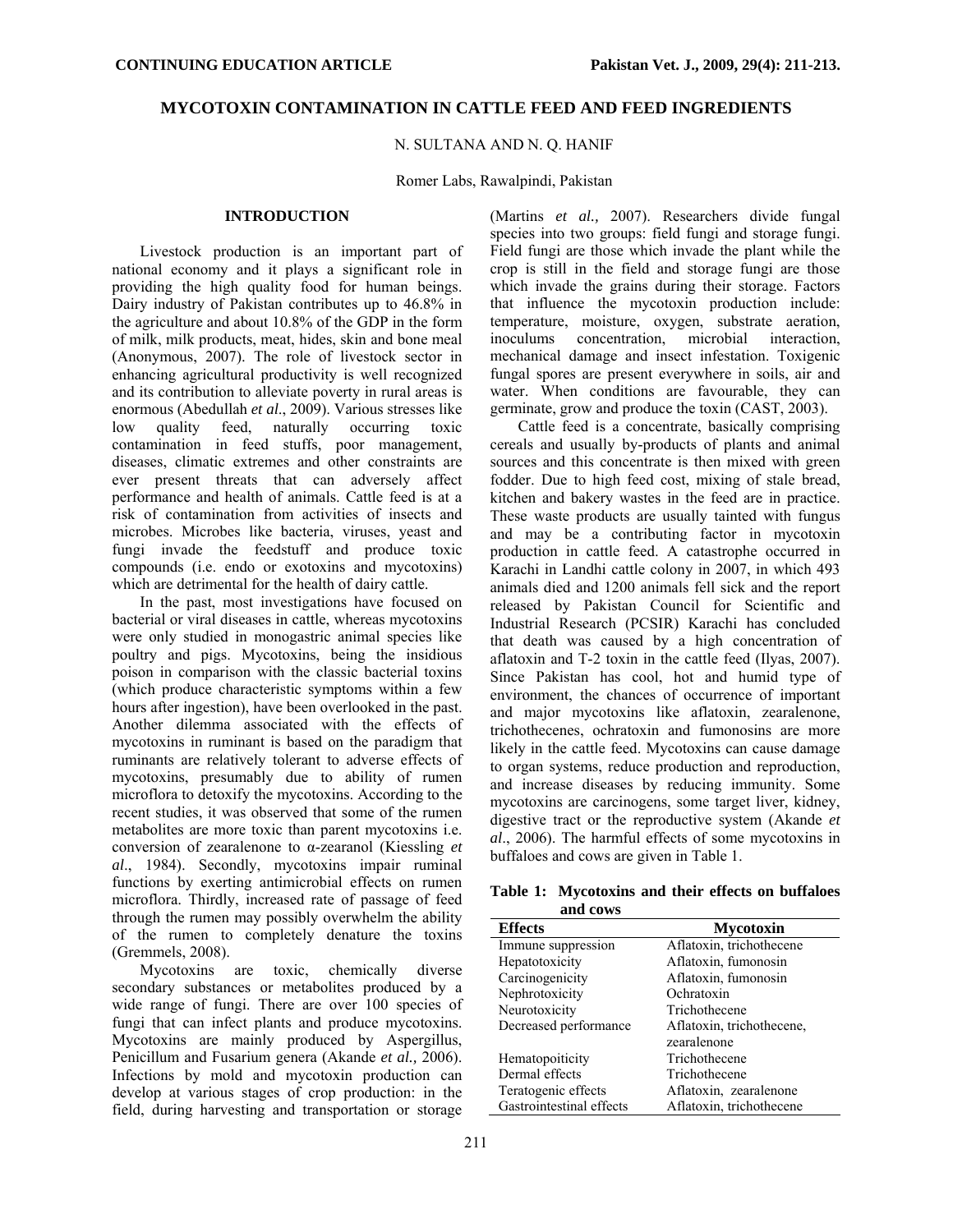**CONTINUING EDUCATION ARTICLE**

# MYCOTOXIN CONTAMINATION IN CATTLE FEED AND FEED INGREDIENTS

N. SULTANA AND N. Q. HANIF

Romer Labs, Rawalpindi, Pakistan

## INTRODUCTION

Livestock production is an important part of national economy and it plays a significant role in providing the high quality food for human beings. Dairy industry of Pakistan contributes up to 46.8% in the agriculture and about 10.8% of the GDP in the form of milk, milk products, meat, hides, skin and bone meal (Anonymous, 2007). The role of livestock sector in enhancing agricultural productivity is well recognized and its contribution to alleviate poverty in rural areas is enormous (Abedullah *et al*., 2009). Various stresses like low quality feed, naturally occurring toxic contamination in feed stuffs, poor management, diseases, climatic extremes and other constraints are ever present threats that can adversely affect performance and health of animals. Cattle feed is at a risk of contamination from activities of insects and microbes. Microbes like bacteria, viruses, yeast and fungi invade the feedstuff and produce toxic compounds (i.e. endo or exotoxins and mycotoxins) which are detrimental for the health of dairy cattle.

In the past, most investigations have focused on bacterial or viral diseases in cattle, whereas mycotoxins were only studied in monogastric animal species like poultry and pigs. Mycotoxins, being the insidious poison in comparison with the classic bacterial toxins (which produce characteristic symptoms within a few hours after ingestion), have been overlooked in the past. Another dilemma associated with the effects of mycotoxins in ruminant is based on the paradigm that ruminants are relatively tolerant to adverse effects of mycotoxins, presumably due to ability of rumen microflora to detoxify the mycotoxins. According to the recent studies, it was observed that some of the rumen metabolites are more toxic than parent mycotoxins i.e. conversion of zearalenone to α-zearanol (Kiessling *et al*., 1984). Secondly, mycotoxins impair ruminal functions by exerting antimicrobial effects on rumen microflora. Thirdly, increased rate of passage of feed through the rumen may possibly overwhelm the ability of the rumen to completely denature the toxins (Gremmels, 2008).

Mycotoxins are toxic, chemically diverse secondary substances or metabolites produced by a wide range of fungi. There are over 100 species of fungi that can infect plants and produce mycotoxins. Mycotoxins are mainly produced by Aspergillus, Penicillum and Fusarium genera (Akande *et al.,* 2006). Infections by mold and mycotoxin production can develop at various stages of crop production: in the field, during harvesting and transportation or storage (Martins *et al.,* 2007). Researchers divide fungal species into two groups: field fungi and storage fungi. Field fungi are those which invade the plant while the crop is still in the field and storage fungi are those which invade the grains during their storage. Factors that influence the mycotoxin production include: temperature, moisture, oxygen, substrate aeration, inoculums concentration, microbial interaction, mechanical damage and insect infestation. Toxigenic fungal spores are present everywhere in soils, air and water. When conditions are favourable, they can germinate, grow and produce the toxin (CAST, 2003).

Cattle feed is a concentrate, basically comprising cereals and usually by-products of plants and animal sources and this concentrate is then mixed with green fodder. Due to high feed cost, mixing of stale bread, kitchen and bakery wastes in the feed are in practice. These waste products are usually tainted with fungus and may be a contributing factor in mycotoxin production in cattle feed. A catastrophe occurred in Karachi in Landhi cattle colony in 2007, in which 493 animals died and 1200 animals fell sick and the report released by Pakistan Council for Scientific and Industrial Research (PCSIR) Karachi has concluded that death was caused by a high concentration of aflatoxin and T-2 toxin in the cattle feed (Ilyas, 2007). Since Pakistan has cool, hot and humid type of environment, the chances of occurrence of important and major mycotoxins like aflatoxin, zearalenone, trichothecenes, ochratoxin and fumonosins are more likely in the cattle feed. Mycotoxins can cause damage to organ systems, reduce production and reproduction, and increase diseases by reducing immunity. Some mycotoxins are carcinogens, some target liver, kidney, digestive tract or the reproductive system (Akande *et al*., 2006). The harmful effects of some mycotoxins in buffaloes and cows are given in Table 1.

**Table 1: Mycotoxins and their effects on buffaloes and cows**

| Effects | Mycotoxin |
|---|---|
| Immune suppression | Aflatoxin, trichothecene |
| Hepatotoxicity | Aflatoxin, fumonosin |
| Carcinogenicity | Aflatoxin, fumonosin |
| Nephrotoxicity | Ochratoxin |
| Neurotoxicity | Trichothecene |
| Decreased performance | Aflatoxin, trichothecene, zearalenone |
| Hematopoiticity | Trichothecene |
| Dermal effects | Trichothecene |
| Teratogenic effects | Aflatoxin, zearalenone |
| Gastrointestinal effects | Aflatoxin, trichothecene |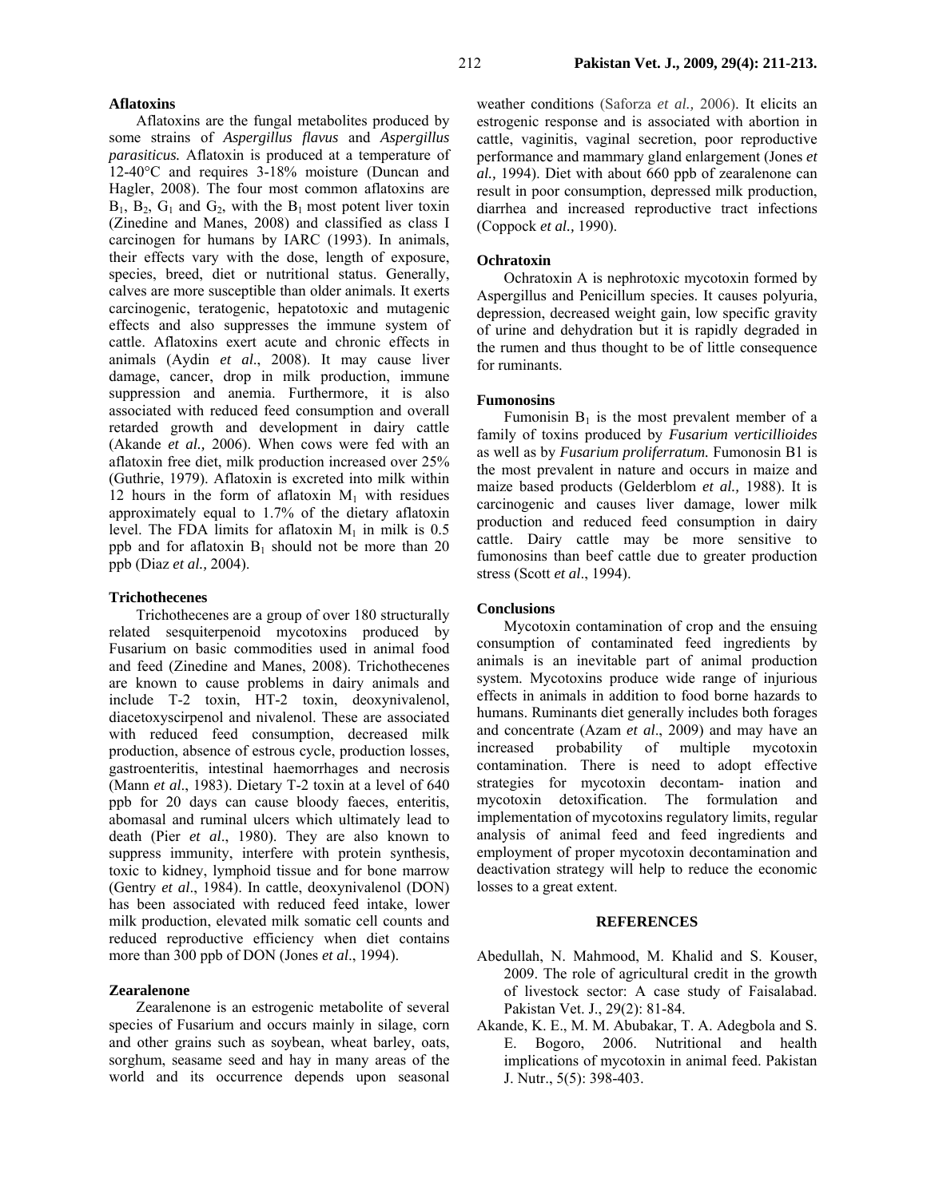### Aflatoxins

Aflatoxins are the fungal metabolites produced by some strains of *Aspergillus flavus* and *Aspergillus parasiticus.* Aflatoxin is produced at a temperature of 12-40°C and requires 3-18% moisture (Duncan and Hagler, 2008). The four most common aflatoxins are $B_1$, $B_2$, $G_1$ and $G_2$, with the $B_1$ most potent liver toxin (Zinedine and Manes, 2008) and classified as class I carcinogen for humans by IARC (1993). In animals, their effects vary with the dose, length of exposure, species, breed, diet or nutritional status. Generally, calves are more susceptible than older animals. It exerts carcinogenic, teratogenic, hepatotoxic and mutagenic effects and also suppresses the immune system of cattle. Aflatoxins exert acute and chronic effects in animals (Aydin *et al*., 2008). It may cause liver damage, cancer, drop in milk production, immune suppression and anemia. Furthermore, it is also associated with reduced feed consumption and overall retarded growth and development in dairy cattle (Akande *et al.,* 2006). When cows were fed with an aflatoxin free diet, milk production increased over 25% (Guthrie, 1979). Aflatoxin is excreted into milk within 12 hours in the form of aflatoxin $M_1$ with residues approximately equal to 1.7% of the dietary aflatoxin level. The FDA limits for aflatoxin $M_1$ in milk is 0.5 ppb and for aflatoxin $B_1$ should not be more than 20 ppb (Diaz *et al.,* 2004).

### Trichothecenes

Trichothecenes are a group of over 180 structurally related sesquiterpenoid mycotoxins produced by Fusarium on basic commodities used in animal food and feed (Zinedine and Manes, 2008). Trichothecenes are known to cause problems in dairy animals and include T-2 toxin, HT-2 toxin, deoxynivalenol, diacetoxyscirpenol and nivalenol. These are associated with reduced feed consumption, decreased milk production, absence of estrous cycle, production losses, gastroenteritis, intestinal haemorrhages and necrosis (Mann *et al*., 1983). Dietary T-2 toxin at a level of 640 ppb for 20 days can cause bloody faeces, enteritis, abomasal and ruminal ulcers which ultimately lead to death (Pier *et al*., 1980). They are also known to suppress immunity, interfere with protein synthesis, toxic to kidney, lymphoid tissue and for bone marrow (Gentry *et al*., 1984). In cattle, deoxynivalenol (DON) has been associated with reduced feed intake, lower milk production, elevated milk somatic cell counts and reduced reproductive efficiency when diet contains more than 300 ppb of DON (Jones *et al*., 1994).

### Zearalenone

Zearalenone is an estrogenic metabolite of several species of Fusarium and occurs mainly in silage, corn and other grains such as soybean, wheat barley, oats, sorghum, seasame seed and hay in many areas of the world and its occurrence depends upon seasonal weather conditions (Saforza *et al.,* 2006). It elicits an estrogenic response and is associated with abortion in cattle, vaginitis, vaginal secretion, poor reproductive performance and mammary gland enlargement (Jones *et al.,* 1994). Diet with about 660 ppb of zearalenone can result in poor consumption, depressed milk production, diarrhea and increased reproductive tract infections (Coppock *et al.,* 1990).

### Ochratoxin

Ochratoxin A is nephrotoxic mycotoxin formed by Aspergillus and Penicillum species. It causes polyuria, depression, decreased weight gain, low specific gravity of urine and dehydration but it is rapidly degraded in the rumen and thus thought to be of little consequence for ruminants.

### Fumonosins

Fumonisin $B_1$ is the most prevalent member of a family of toxins produced by *Fusarium verticillioides* as well as by *Fusarium proliferratum.* Fumonosin B1 is the most prevalent in nature and occurs in maize and maize based products (Gelderblom *et al.,* 1988). It is carcinogenic and causes liver damage, lower milk production and reduced feed consumption in dairy cattle. Dairy cattle may be more sensitive to fumonosins than beef cattle due to greater production stress (Scott *et al*., 1994).

### Conclusions

Mycotoxin contamination of crop and the ensuing consumption of contaminated feed ingredients by animals is an inevitable part of animal production system. Mycotoxins produce wide range of injurious effects in animals in addition to food borne hazards to humans. Ruminants diet generally includes both forages and concentrate (Azam *et al*., 2009) and may have an increased probability of multiple mycotoxin contamination. There is need to adopt effective strategies for mycotoxin decontam- ination and mycotoxin detoxification. The formulation and implementation of mycotoxins regulatory limits, regular analysis of animal feed and feed ingredients and employment of proper mycotoxin decontamination and deactivation strategy will help to reduce the economic losses to a great extent.

### REFERENCES

Abedullah, N. Mahmood, M. Khalid and S. Kouser, 2009. The role of agricultural credit in the growth of livestock sector: A case study of Faisalabad. Pakistan Vet. J., 29(2): 81-84.

Akande, K. E., M. M. Abubakar, T. A. Adegbola and S. E. Bogoro, 2006. Nutritional and health implications of mycotoxin in animal feed. Pakistan J. Nutr., 5(5): 398-403.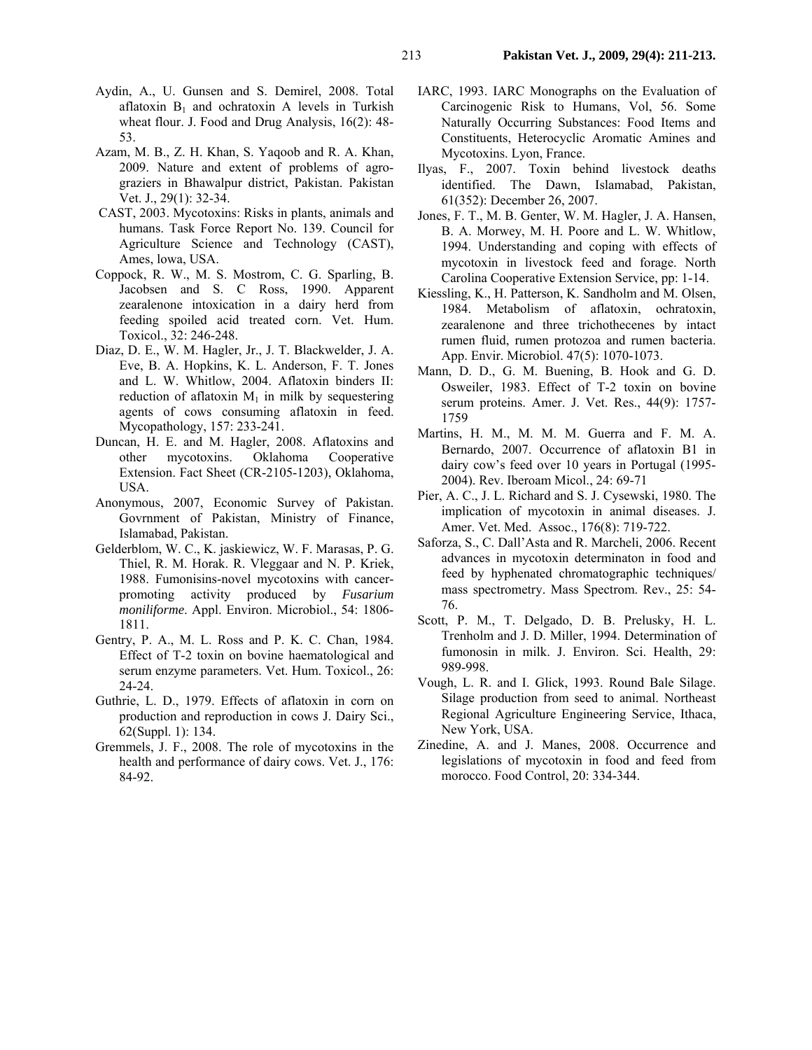Aydin, A., U. Gunsen and S. Demirel, 2008. Total aflatoxin $B_1$ and ochratoxin A levels in Turkish wheat flour. J. Food and Drug Analysis, 16(2): 48-53.

Azam, M. B., Z. H. Khan, S. Yaqoob and R. A. Khan, 2009. Nature and extent of problems of agro-graziers in Bhawalpur district, Pakistan. Pakistan Vet. J., 29(1): 32-34.

CAST, 2003. Mycotoxins: Risks in plants, animals and humans. Task Force Report No. 139. Council for Agriculture Science and Technology (CAST), Ames, lowa, USA.

Coppock, R. W., M. S. Mostrom, C. G. Sparling, B. Jacobsen and S. C Ross, 1990. Apparent zearalenone intoxication in a dairy herd from feeding spoiled acid treated corn. Vet. Hum. Toxicol., 32: 246-248.

Diaz, D. E., W. M. Hagler, Jr., J. T. Blackwelder, J. A. Eve, B. A. Hopkins, K. L. Anderson, F. T. Jones and L. W. Whitlow, 2004. Aflatoxin binders II: reduction of aflatoxin $M_1$ in milk by sequestering agents of cows consuming aflatoxin in feed. Mycopathology, 157: 233-241.

Duncan, H. E. and M. Hagler, 2008. Aflatoxins and other mycotoxins. Oklahoma Cooperative Extension. Fact Sheet (CR-2105-1203), Oklahoma, USA.

Anonymous, 2007, Economic Survey of Pakistan. Govrnment of Pakistan, Ministry of Finance, Islamabad, Pakistan.

Gelderblom, W. C., K. jaskiewicz, W. F. Marasas, P. G. Thiel, R. M. Horak. R. Vleggaar and N. P. Kriek, 1988. Fumonisins-novel mycotoxins with cancer-promoting activity produced by *Fusarium moniliforme*. Appl. Environ. Microbiol., 54: 1806-1811.

Gentry, P. A., M. L. Ross and P. K. C. Chan, 1984. Effect of T-2 toxin on bovine haematological and serum enzyme parameters. Vet. Hum. Toxicol., 26: 24-24.

Guthrie, L. D., 1979. Effects of aflatoxin in corn on production and reproduction in cows J. Dairy Sci., 62(Suppl. 1): 134.

Gremmels, J. F., 2008. The role of mycotoxins in the health and performance of dairy cows. Vet. J., 176: 84-92.

IARC, 1993. IARC Monographs on the Evaluation of Carcinogenic Risk to Humans, Vol, 56. Some Naturally Occurring Substances: Food Items and Constituents, Heterocyclic Aromatic Amines and Mycotoxins. Lyon, France.

Ilyas, F., 2007. Toxin behind livestock deaths identified. The Dawn, Islamabad, Pakistan, 61(352): December 26, 2007.

Jones, F. T., M. B. Genter, W. M. Hagler, J. A. Hansen, B. A. Morwey, M. H. Poore and L. W. Whitlow, 1994. Understanding and coping with effects of mycotoxin in livestock feed and forage. North Carolina Cooperative Extension Service, pp: 1-14.

Kiessling, K., H. Patterson, K. Sandholm and M. Olsen, 1984. Metabolism of aflatoxin, ochratoxin, zearalenone and three trichothecenes by intact rumen fluid, rumen protozoa and rumen bacteria. App. Envir. Microbiol. 47(5): 1070-1073.

Mann, D. D., G. M. Buening, B. Hook and G. D. Osweiler, 1983. Effect of T-2 toxin on bovine serum proteins. Amer. J. Vet. Res., 44(9): 1757-1759

Martins, H. M., M. M. M. Guerra and F. M. A. Bernardo, 2007. Occurrence of aflatoxin B1 in dairy cow's feed over 10 years in Portugal (1995-2004). Rev. Iberoam Micol., 24: 69-71

Pier, A. C., J. L. Richard and S. J. Cysewski, 1980. The implication of mycotoxin in animal diseases. J. Amer. Vet. Med. Assoc., 176(8): 719-722.

Saforza, S., C. Dall'Asta and R. Marcheli, 2006. Recent advances in mycotoxin determinaton in food and feed by hyphenated chromatographic techniques/ mass spectrometry. Mass Spectrom. Rev., 25: 54-76.

Scott, P. M., T. Delgado, D. B. Prelusky, H. L. Trenholm and J. D. Miller, 1994. Determination of fumonosin in milk. J. Environ. Sci. Health, 29: 989-998.

Vough, L. R. and I. Glick, 1993. Round Bale Silage. Silage production from seed to animal. Northeast Regional Agriculture Engineering Service, Ithaca, New York, USA.

Zinedine, A. and J. Manes, 2008. Occurrence and legislations of mycotoxin in food and feed from morocco. Food Control, 20: 334-344.